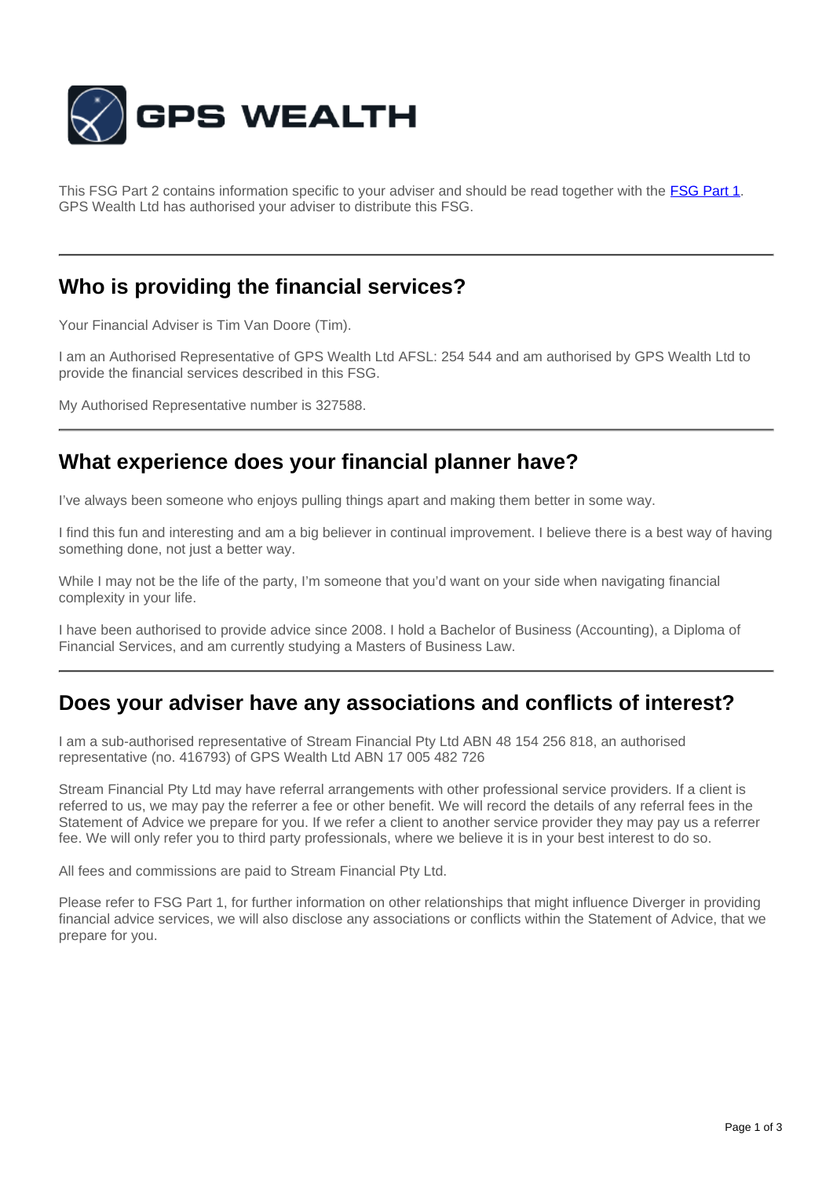This FSG Part 2 contains information specific to your adviser and should be read together with the [FSG Part 1](). GPS Wealth Ltd has authorised your adviser to distribute this FSG.

---

## Who is providing the financial services?

Your Financial Adviser is Tim Van Doore (Tim).

I am an Authorised Representative of GPS Wealth Ltd AFSL: 254 544 and am authorised by GPS Wealth Ltd to provide the financial services described in this FSG.

My Authorised Representative number is 327588.

---

## What experience does your financial planner have?

I've always been someone who enjoys pulling things apart and making them better in some way.

I find this fun and interesting and am a big believer in continual improvement. I believe there is a best way of having something done, not just a better way.

While I may not be the life of the party, I'm someone that you'd want on your side when navigating financial complexity in your life.

I have been authorised to provide advice since 2008. I hold a Bachelor of Business (Accounting), a Diploma of Financial Services, and am currently studying a Masters of Business Law.

---

## Does your adviser have any associations and conflicts of interest?

I am a sub-authorised representative of Stream Financial Pty Ltd ABN 48 154 256 818, an authorised representative (no. 416793) of GPS Wealth Ltd ABN 17 005 482 726

Stream Financial Pty Ltd may have referral arrangements with other professional service providers. If a client is referred to us, we may pay the referrer a fee or other benefit. We will record the details of any referral fees in the Statement of Advice we prepare for you. If we refer a client to another service provider they may pay us a referrer fee. We will only refer you to third party professionals, where we believe it is in your best interest to do so.

All fees and commissions are paid to Stream Financial Pty Ltd.

Please refer to FSG Part 1, for further information on other relationships that might influence Diverger in providing financial advice services, we will also disclose any associations or conflicts within the Statement of Advice, that we prepare for you.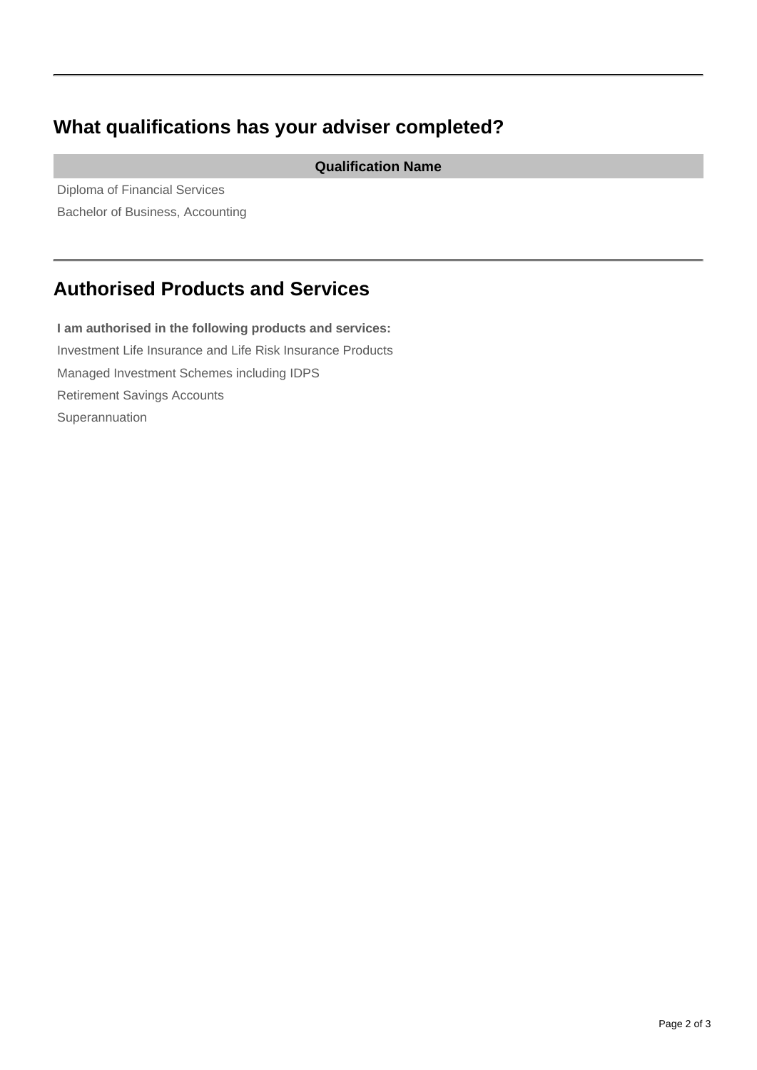## What qualifications has your adviser completed?

| Qualification Name |
| --- |
| Diploma of Financial Services |
| Bachelor of Business, Accounting |

## Authorised Products and Services

**I am authorised in the following products and services:**

Investment Life Insurance and Life Risk Insurance Products

Managed Investment Schemes including IDPS

Retirement Savings Accounts

Superannuation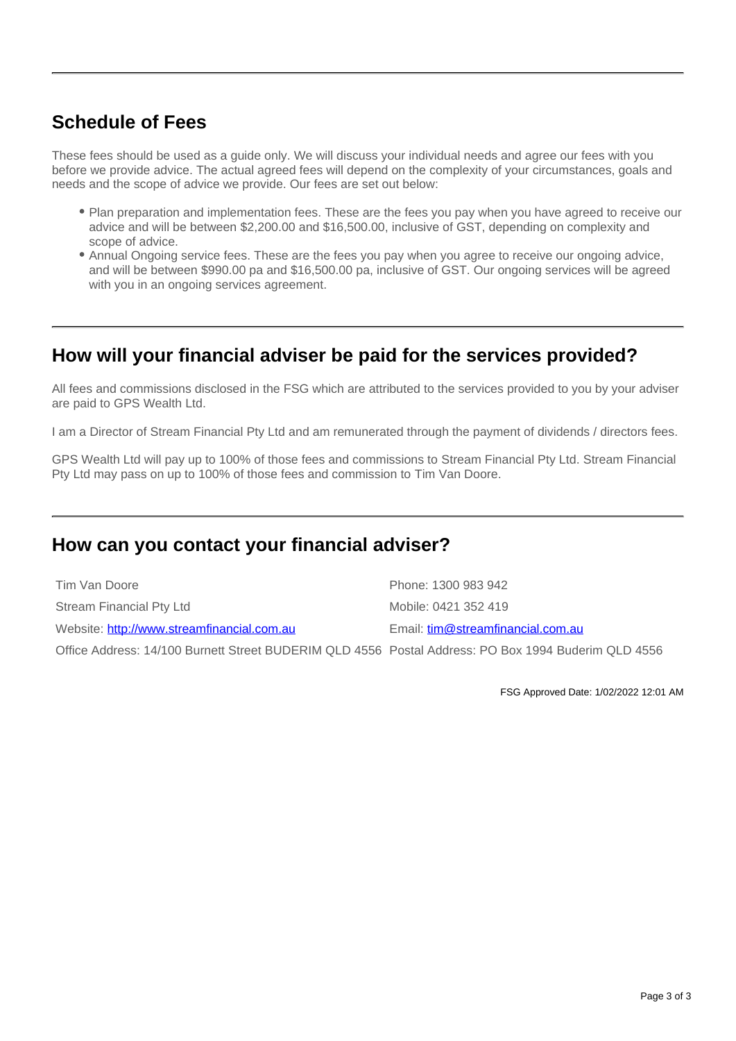## Schedule of Fees

These fees should be used as a guide only. We will discuss your individual needs and agree our fees with you before we provide advice. The actual agreed fees will depend on the complexity of your circumstances, goals and needs and the scope of advice we provide. Our fees are set out below:

- Plan preparation and implementation fees. These are the fees you pay when you have agreed to receive our advice and will be between $2,200.00 and $16,500.00, inclusive of GST, depending on complexity and scope of advice.
- Annual Ongoing service fees. These are the fees you pay when you agree to receive our ongoing advice, and will be between $990.00 pa and $16,500.00 pa, inclusive of GST. Our ongoing services will be agreed with you in an ongoing services agreement.

## How will your financial adviser be paid for the services provided?

All fees and commissions disclosed in the FSG which are attributed to the services provided to you by your adviser are paid to GPS Wealth Ltd.

I am a Director of Stream Financial Pty Ltd and am remunerated through the payment of dividends / directors fees.

GPS Wealth Ltd will pay up to 100% of those fees and commissions to Stream Financial Pty Ltd. Stream Financial Pty Ltd may pass on up to 100% of those fees and commission to Tim Van Doore.

## How can you contact your financial adviser?

| | |
|---|---|
| Tim Van Doore | Phone: 1300 983 942 |
| Stream Financial Pty Ltd | Mobile: 0421 352 419 |
| Website: http://www.streamfinancial.com.au | Email: tim@streamfinancial.com.au |
| Office Address: 14/100 Burnett Street BUDERIM QLD 4556 | Postal Address: PO Box 1994 Buderim QLD 4556 |

FSG Approved Date: 1/02/2022 12:01 AM